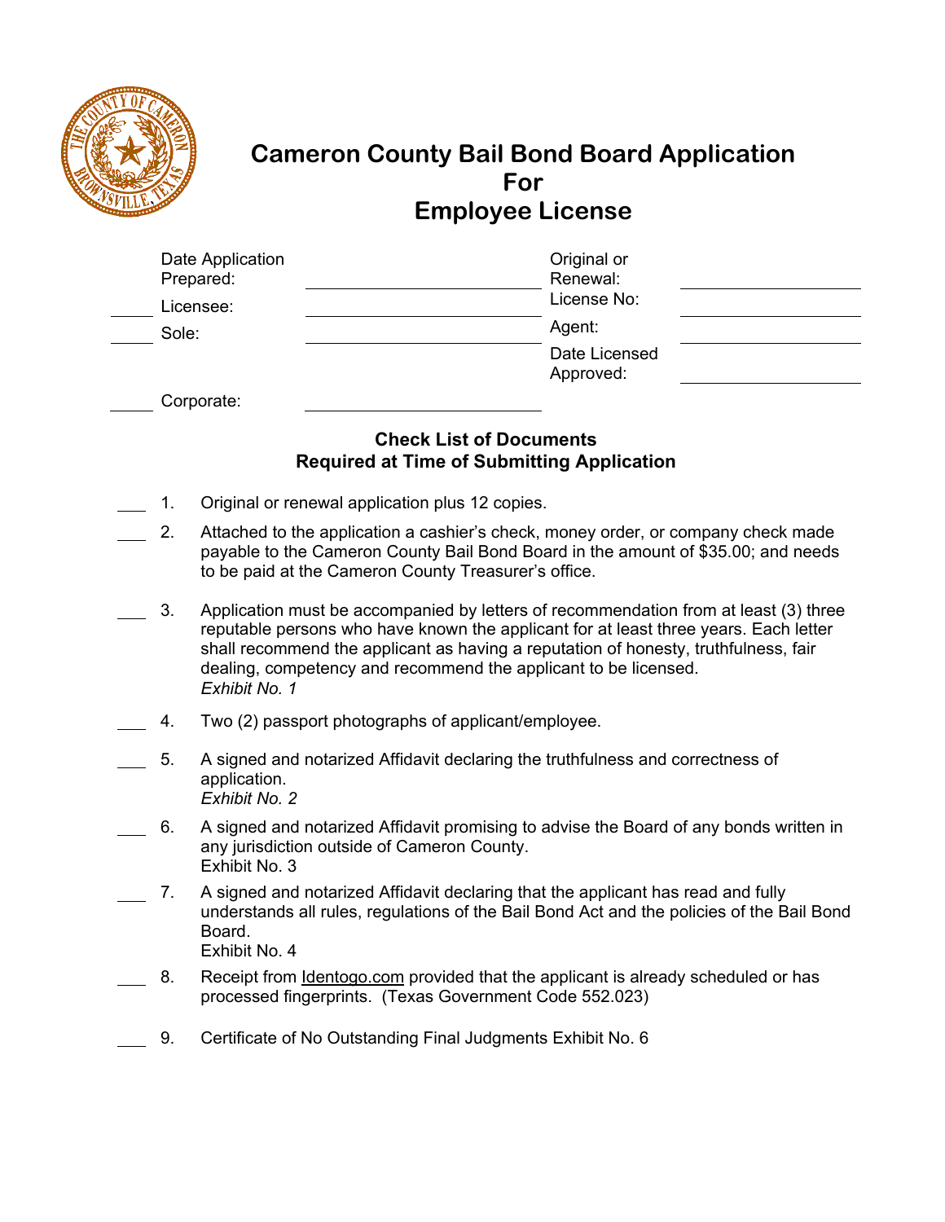# Cameron County Bail Bond Board Application For Employee License

Date Application Prepared: ______________________

Original or Renewal: ______________________

____ Licensee: ______________________

License No: ______________________

____ Sole: ______________________

Agent: ______________________

Date Licensed Approved: ______________________

____ Corporate: ______________________

### Check List of Documents Required at Time of Submitting Application

___ 1. Original or renewal application plus 12 copies.

___ 2. Attached to the application a cashier's check, money order, or company check made payable to the Cameron County Bail Bond Board in the amount of $35.00; and needs to be paid at the Cameron County Treasurer's office.

___ 3. Application must be accompanied by letters of recommendation from at least (3) three reputable persons who have known the applicant for at least three years. Each letter shall recommend the applicant as having a reputation of honesty, truthfulness, fair dealing, competency and recommend the applicant to be licensed.
*Exhibit No. 1*

___ 4. Two (2) passport photographs of applicant/employee.

___ 5. A signed and notarized Affidavit declaring the truthfulness and correctness of application.
*Exhibit No. 2*

___ 6. A signed and notarized Affidavit promising to advise the Board of any bonds written in any jurisdiction outside of Cameron County.
Exhibit No. 3

___ 7. A signed and notarized Affidavit declaring that the applicant has read and fully understands all rules, regulations of the Bail Bond Act and the policies of the Bail Bond Board.
Exhibit No. 4

___ 8. Receipt from Identogo.com provided that the applicant is already scheduled or has processed fingerprints. (Texas Government Code 552.023)

___ 9. Certificate of No Outstanding Final Judgments Exhibit No. 6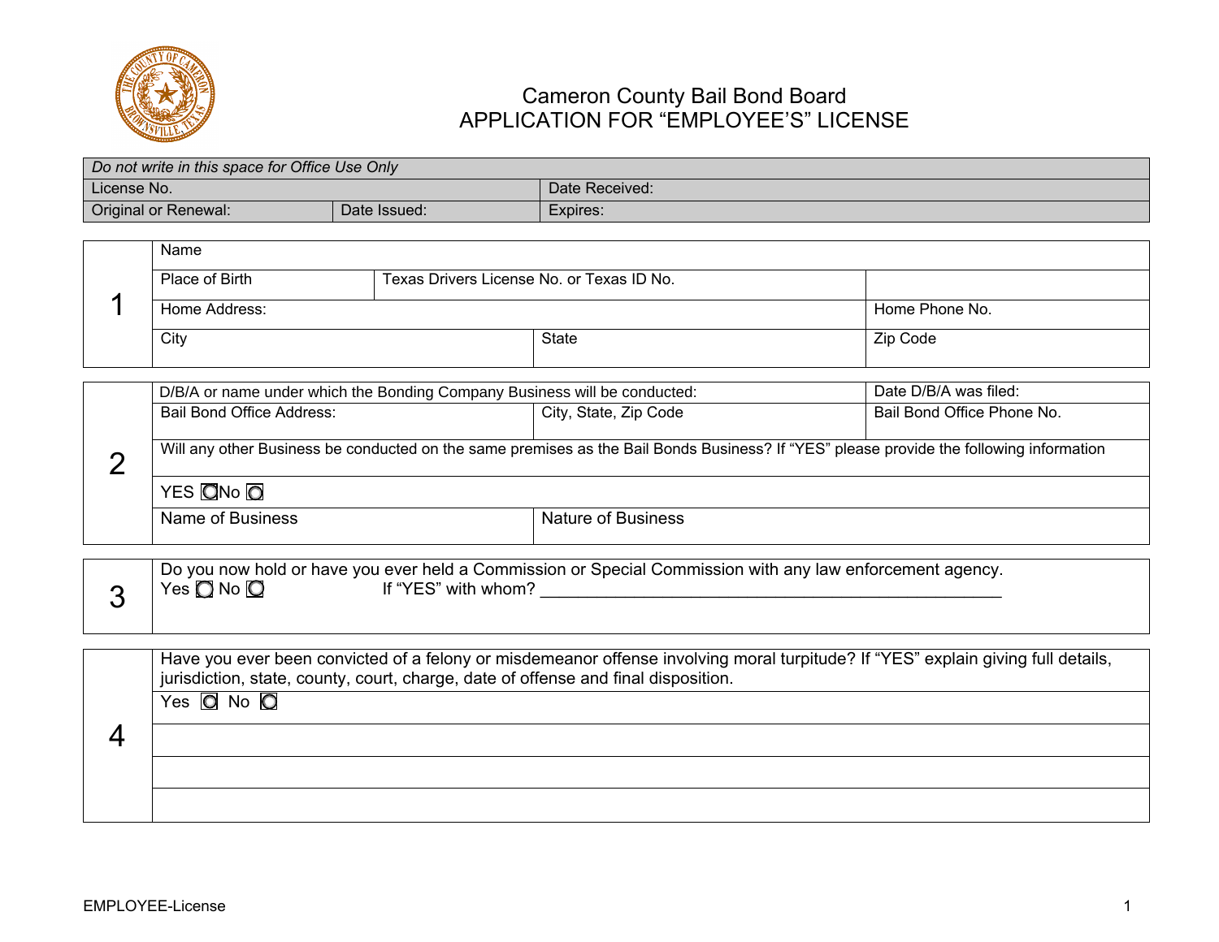# Cameron County Bail Bond Board
## APPLICATION FOR "EMPLOYEE'S" LICENSE

| *Do not write in this space for Office Use Only* | | |
|---|---|---|
| License No. | | Date Received: |
| Original or Renewal: | Date Issued: | Expires: |

**1**

| Name | | | |
|---|---|---|---|
| Place of Birth | Texas Drivers License No. or Texas ID No. | | |
| Home Address: | | | Home Phone No. |
| City | State | | Zip Code |

**2**

| D/B/A or name under which the Bonding Company Business will be conducted: | | Date D/B/A was filed: |
|---|---|---|
| Bail Bond Office Address: | City, State, Zip Code | Bail Bond Office Phone No. |
| Will any other Business be conducted on the same premises as the Bail Bonds Business? If "YES" please provide the following information | | |
| YES ☐ No ☐ | | |
| Name of Business | Nature of Business | |

**3**

Do you now hold or have you ever held a Commission or Special Commission with any law enforcement agency.

Yes ☐ No ☐ If "YES" with whom? ____________________________________________________

**4**

Have you ever been convicted of a felony or misdemeanor offense involving moral turpitude? If "YES" explain giving full details, jurisdiction, state, county, court, charge, date of offense and final disposition.

Yes ☐ No ☐

EMPLOYEE-License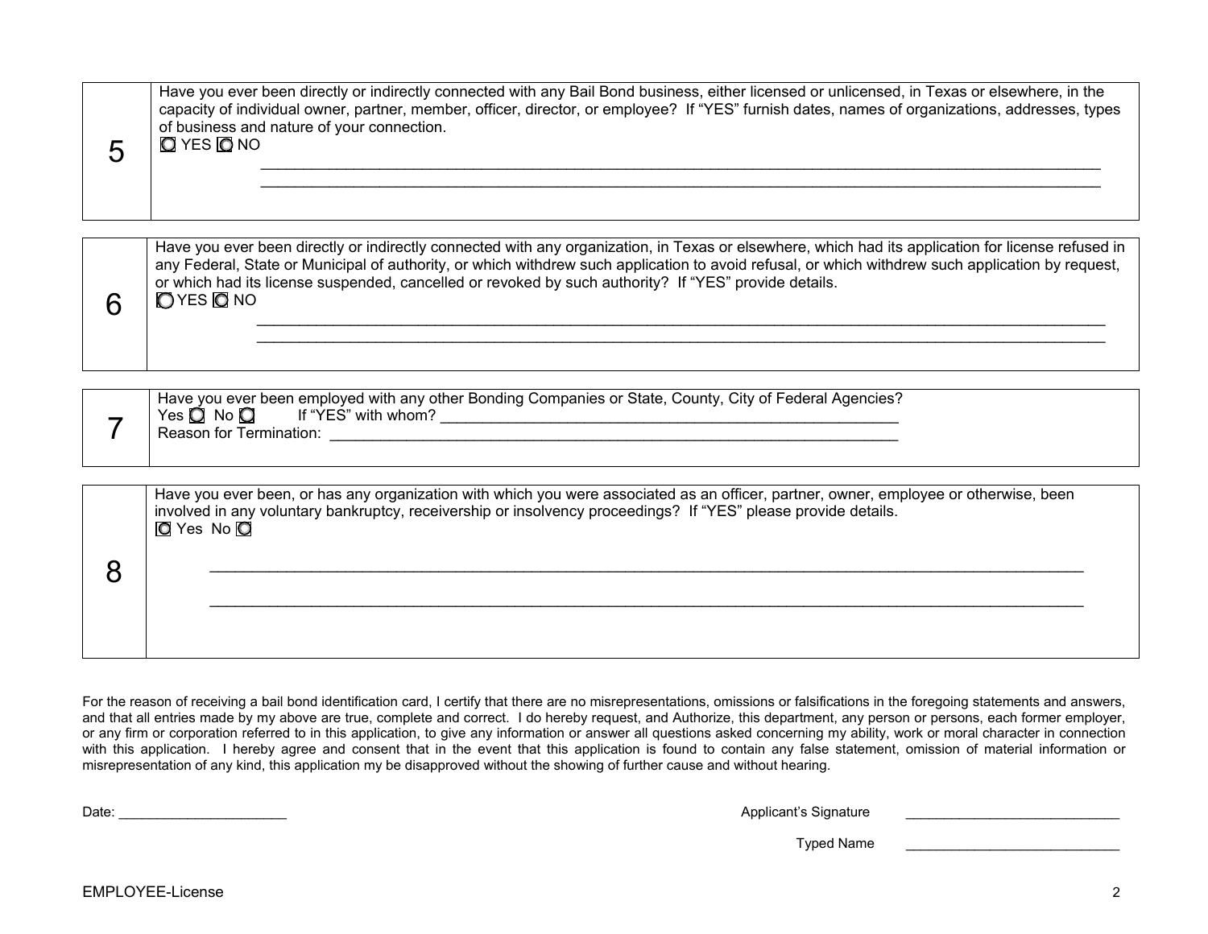| | |
|---|---|
| 5 | Have you ever been directly or indirectly connected with any Bail Bond business, either licensed or unlicensed, in Texas or elsewhere, in the capacity of individual owner, partner, member, officer, director, or employee? If "YES" furnish dates, names of organizations, addresses, types of business and nature of your connection.<br>◯ YES ◯ NO<br>\_\_\_\_\_\_\_\_\_\_\_\_\_\_\_\_\_\_\_\_\_\_\_\_\_\_\_\_\_\_\_\_\_\_\_\_\_\_\_\_<br>\_\_\_\_\_\_\_\_\_\_\_\_\_\_\_\_\_\_\_\_\_\_\_\_\_\_\_\_\_\_\_\_\_\_\_\_\_\_\_\_ |

| | |
|---|---|
| 6 | Have you ever been directly or indirectly connected with any organization, in Texas or elsewhere, which had its application for license refused in any Federal, State or Municipal of authority, or which withdrew such application to avoid refusal, or which withdrew such application by request, or which had its license suspended, cancelled or revoked by such authority? If "YES" provide details.<br>◯ YES ◯ NO<br>\_\_\_\_\_\_\_\_\_\_\_\_\_\_\_\_\_\_\_\_\_\_\_\_\_\_\_\_\_\_\_\_\_\_\_\_\_\_\_\_<br>\_\_\_\_\_\_\_\_\_\_\_\_\_\_\_\_\_\_\_\_\_\_\_\_\_\_\_\_\_\_\_\_\_\_\_\_\_\_\_\_ |

| | |
|---|---|
| 7 | Have you ever been employed with any other Bonding Companies or State, County, City of Federal Agencies?<br>Yes ◯ No ◯ If "YES" with whom? \_\_\_\_\_\_\_\_\_\_\_\_\_\_\_\_\_\_\_\_\_\_\_\_\_\_\_\_<br>Reason for Termination: \_\_\_\_\_\_\_\_\_\_\_\_\_\_\_\_\_\_\_\_\_\_\_\_\_\_\_\_\_\_\_\_\_\_ |

| | |
|---|---|
| 8 | Have you ever been, or has any organization with which you were associated as an officer, partner, owner, employee or otherwise, been involved in any voluntary bankruptcy, receivership or insolvency proceedings? If "YES" please provide details.<br>◯ Yes No ◯<br>\_\_\_\_\_\_\_\_\_\_\_\_\_\_\_\_\_\_\_\_\_\_\_\_\_\_\_\_\_\_\_\_\_\_\_\_\_\_\_\_<br>\_\_\_\_\_\_\_\_\_\_\_\_\_\_\_\_\_\_\_\_\_\_\_\_\_\_\_\_\_\_\_\_\_\_\_\_\_\_\_\_ |

For the reason of receiving a bail bond identification card, I certify that there are no misrepresentations, omissions or falsifications in the foregoing statements and answers, and that all entries made by my above are true, complete and correct. I do hereby request, and Authorize, this department, any person or persons, each former employer, or any firm or corporation referred to in this application, to give any information or answer all questions asked concerning my ability, work or moral character in connection with this application. I hereby agree and consent that in the event that this application is found to contain any false statement, omission of material information or misrepresentation of any kind, this application my be disapproved without the showing of further cause and without hearing.

Date: \_\_\_\_\_\_\_\_\_\_\_\_\_\_\_\_\_\_\_\_\_\_

Applicant's Signature \_\_\_\_\_\_\_\_\_\_\_\_\_\_\_\_\_\_\_\_\_\_\_\_\_\_\_\_

Typed Name \_\_\_\_\_\_\_\_\_\_\_\_\_\_\_\_\_\_\_\_\_\_\_\_\_\_\_\_

EMPLOYEE-License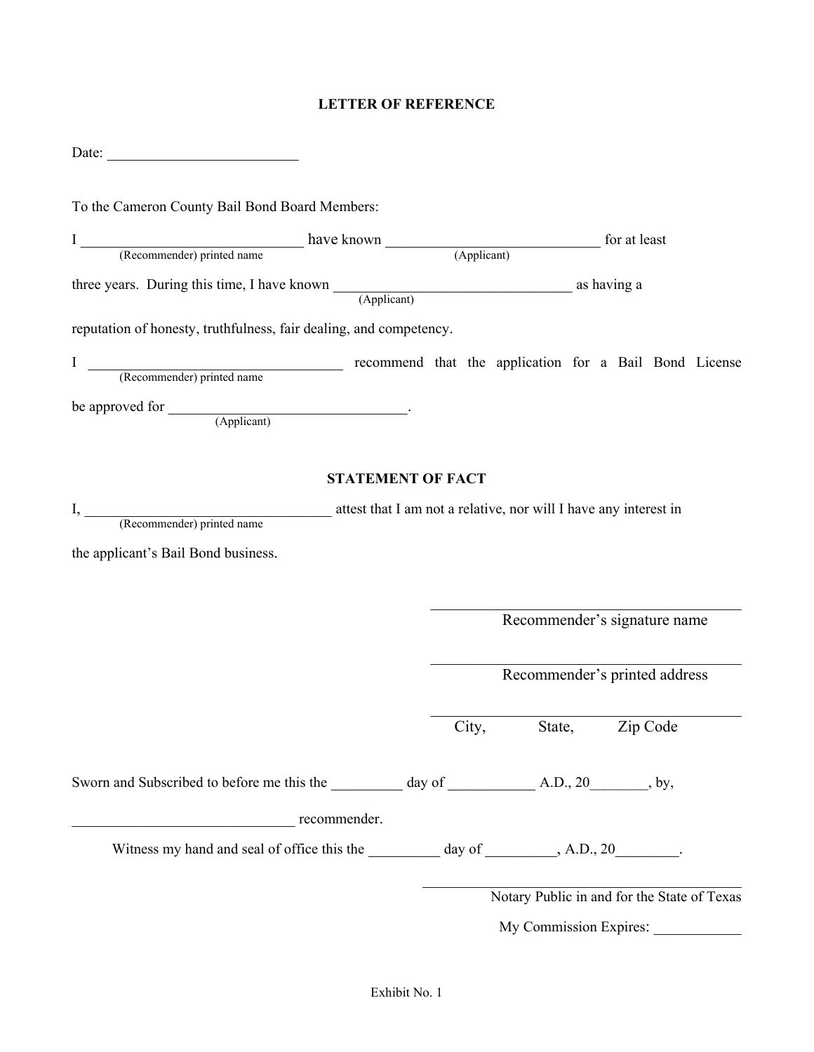# LETTER OF REFERENCE

Date: ___________________________

To the Cameron County Bail Bond Board Members:

I _______________________________ have known _______________________________ for at least
(Recommender) printed name (Applicant)

three years. During this time, I have known _________________________________ as having a
(Applicant)

reputation of honesty, truthfulness, fair dealing, and competency.

I ___________________________________ recommend that the application for a Bail Bond License
(Recommender) printed name

be approved for _________________________________.
(Applicant)

# STATEMENT OF FACT

I, __________________________________ attest that I am not a relative, nor will I have any interest in
(Recommender) printed name

the applicant's Bail Bond business.

_____________________________________________
Recommender's signature name

_____________________________________________
Recommender's printed address

_____________________________________________
City, State, Zip Code

Sworn and Subscribed to before me this the __________ day of ____________ A.D., 20________, by,

_______________________________ recommender.

Witness my hand and seal of office this the __________ day of __________, A.D., 20_________.

_____________________________________________
Notary Public in and for the State of Texas

My Commission Expires: ____________

Exhibit No. 1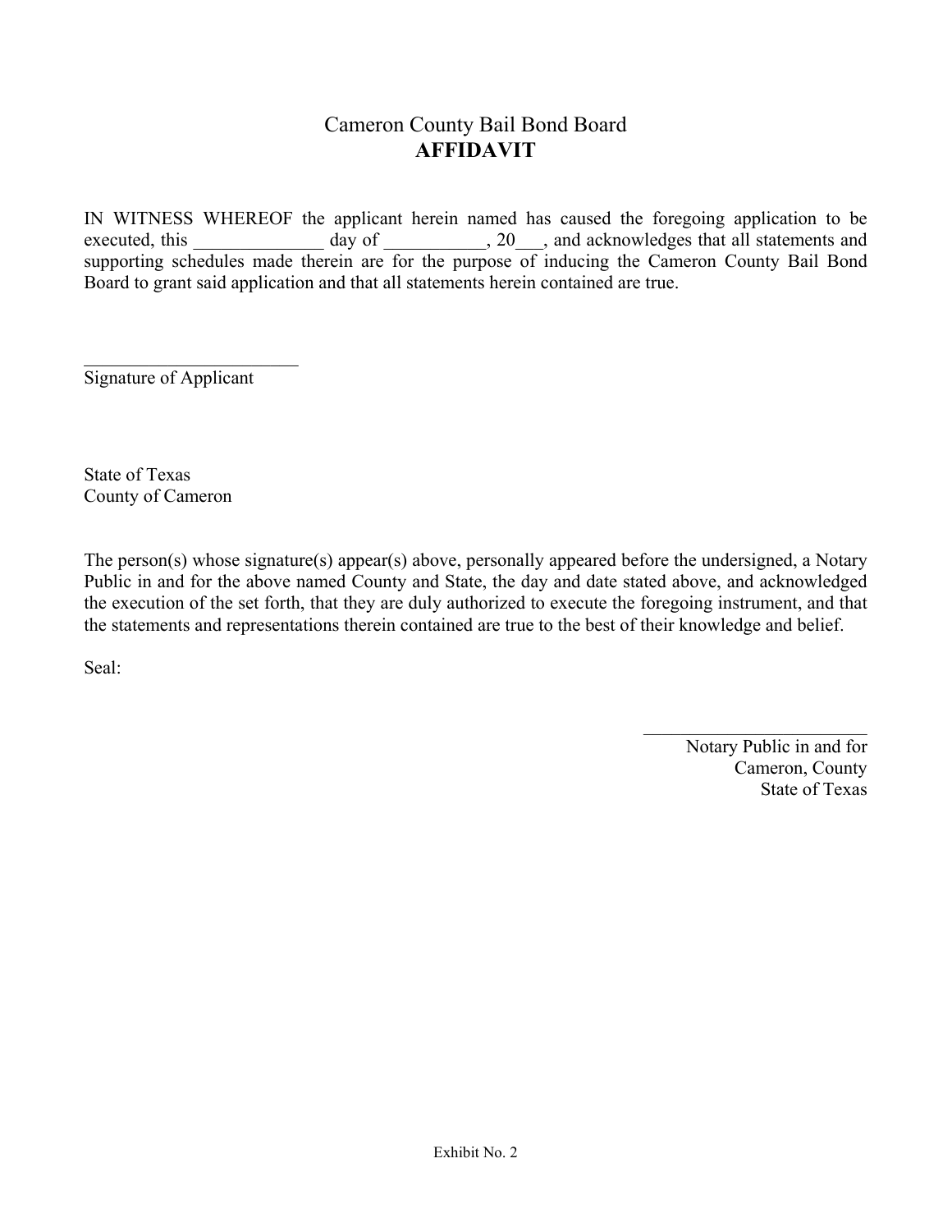# Cameron County Bail Bond Board
## **AFFIDAVIT**

IN WITNESS WHEREOF the applicant herein named has caused the foregoing application to be executed, this ______________ day of ___________, 20___, and acknowledges that all statements and supporting schedules made therein are for the purpose of inducing the Cameron County Bail Bond Board to grant said application and that all statements herein contained are true.

________________________
Signature of Applicant

State of Texas
County of Cameron

The person(s) whose signature(s) appear(s) above, personally appeared before the undersigned, a Notary Public in and for the above named County and State, the day and date stated above, and acknowledged the execution of the set forth, that they are duly authorized to execute the foregoing instrument, and that the statements and representations therein contained are true to the best of their knowledge and belief.

Seal:

________________________
Notary Public in and for
Cameron, County
State of Texas

Exhibit No. 2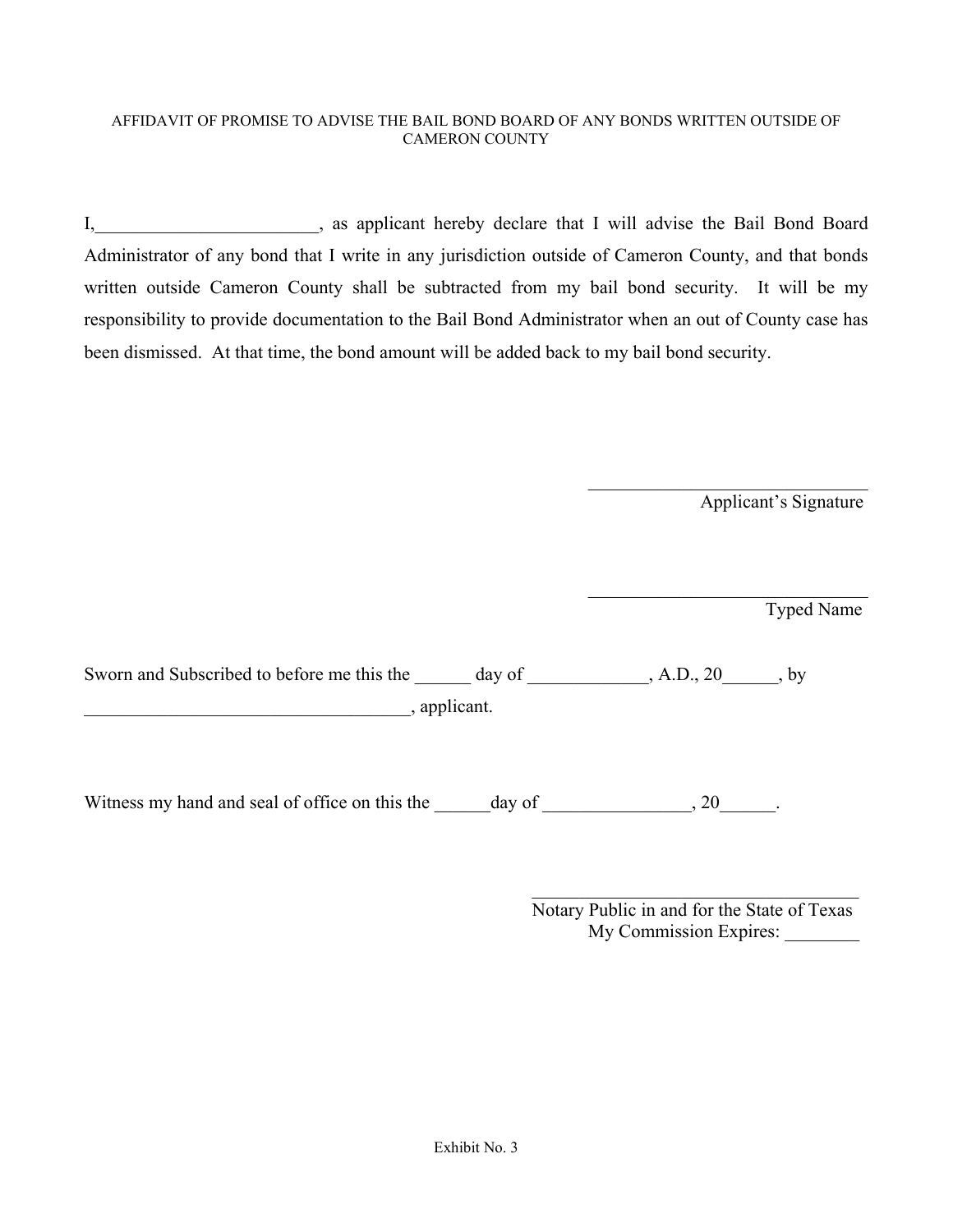AFFIDAVIT OF PROMISE TO ADVISE THE BAIL BOND BOARD OF ANY BONDS WRITTEN OUTSIDE OF CAMERON COUNTY

I,________________________, as applicant hereby declare that I will advise the Bail Bond Board Administrator of any bond that I write in any jurisdiction outside of Cameron County, and that bonds written outside Cameron County shall be subtracted from my bail bond security. It will be my responsibility to provide documentation to the Bail Bond Administrator when an out of County case has been dismissed. At that time, the bond amount will be added back to my bail bond security.

_______________________________
Applicant's Signature

_______________________________
Typed Name

Sworn and Subscribed to before me this the ______ day of _____________, A.D., 20______, by ____________________________________, applicant.

Witness my hand and seal of office on this the ______day of ________________, 20______.

_____________________________________
Notary Public in and for the State of Texas
My Commission Expires: ________

Exhibit No. 3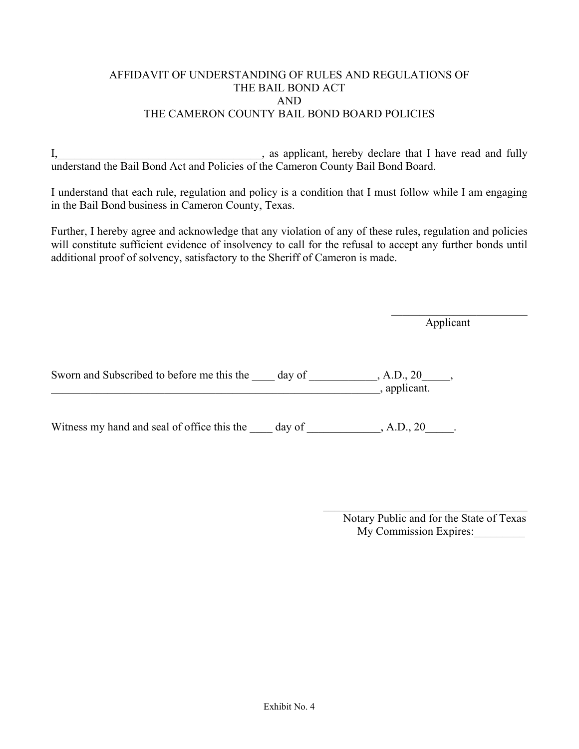# AFFIDAVIT OF UNDERSTANDING OF RULES AND REGULATIONS OF THE BAIL BOND ACT AND THE CAMERON COUNTY BAIL BOND BOARD POLICIES

I,____________________________________, as applicant, hereby declare that I have read and fully understand the Bail Bond Act and Policies of the Cameron County Bail Bond Board.

I understand that each rule, regulation and policy is a condition that I must follow while I am engaging in the Bail Bond business in Cameron County, Texas.

Further, I hereby agree and acknowledge that any violation of any of these rules, regulation and policies will constitute sufficient evidence of insolvency to call for the refusal to accept any further bonds until additional proof of solvency, satisfactory to the Sheriff of Cameron is made.

_________________________
Applicant

Sworn and Subscribed to before me this the ____ day of ____________, A.D., 20_____, ______________________________________________________________, applicant.

Witness my hand and seal of office this the ____ day of _____________, A.D., 20_____.

_____________________________________
Notary Public and for the State of Texas
My Commission Expires:_________

Exhibit No. 4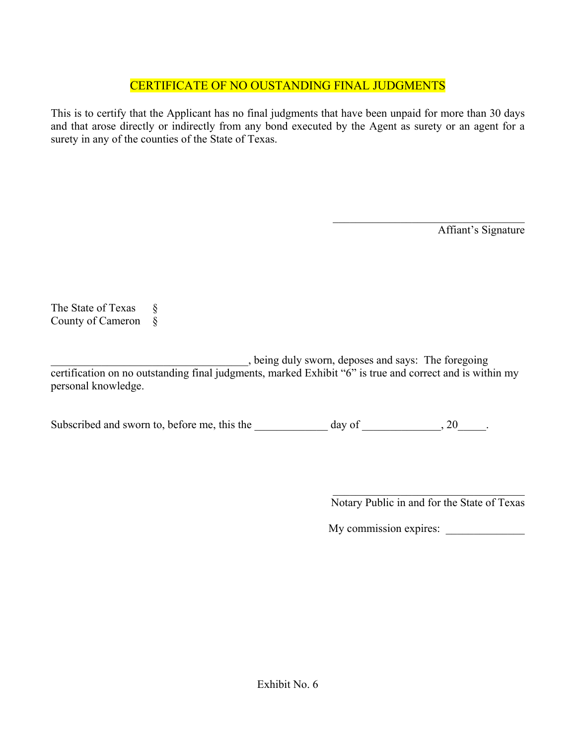# CERTIFICATE OF NO OUSTANDING FINAL JUDGMENTS

This is to certify that the Applicant has no final judgments that have been unpaid for more than 30 days and that arose directly or indirectly from any bond executed by the Agent as surety or an agent for a surety in any of the counties of the State of Texas.

\_\_\_\_\_\_\_\_\_\_\_\_\_\_\_\_\_\_\_\_\_\_\_\_\_\_\_\_\_\_\_\_\_\_\_\_
Affiant's Signature

The State of Texas §
County of Cameron §

\_\_\_\_\_\_\_\_\_\_\_\_\_\_\_\_\_\_\_\_\_\_\_\_\_\_\_\_\_\_\_\_\_\_\_\_, being duly sworn, deposes and says: The foregoing certification on no outstanding final judgments, marked Exhibit "6" is true and correct and is within my personal knowledge.

Subscribed and sworn to, before me, this the \_\_\_\_\_\_\_\_\_\_\_\_\_ day of \_\_\_\_\_\_\_\_\_\_\_\_\_\_, 20\_\_\_\_\_.

\_\_\_\_\_\_\_\_\_\_\_\_\_\_\_\_\_\_\_\_\_\_\_\_\_\_\_\_\_\_\_\_\_\_\_\_
Notary Public in and for the State of Texas

My commission expires: \_\_\_\_\_\_\_\_\_\_\_\_\_\_

Exhibit No. 6